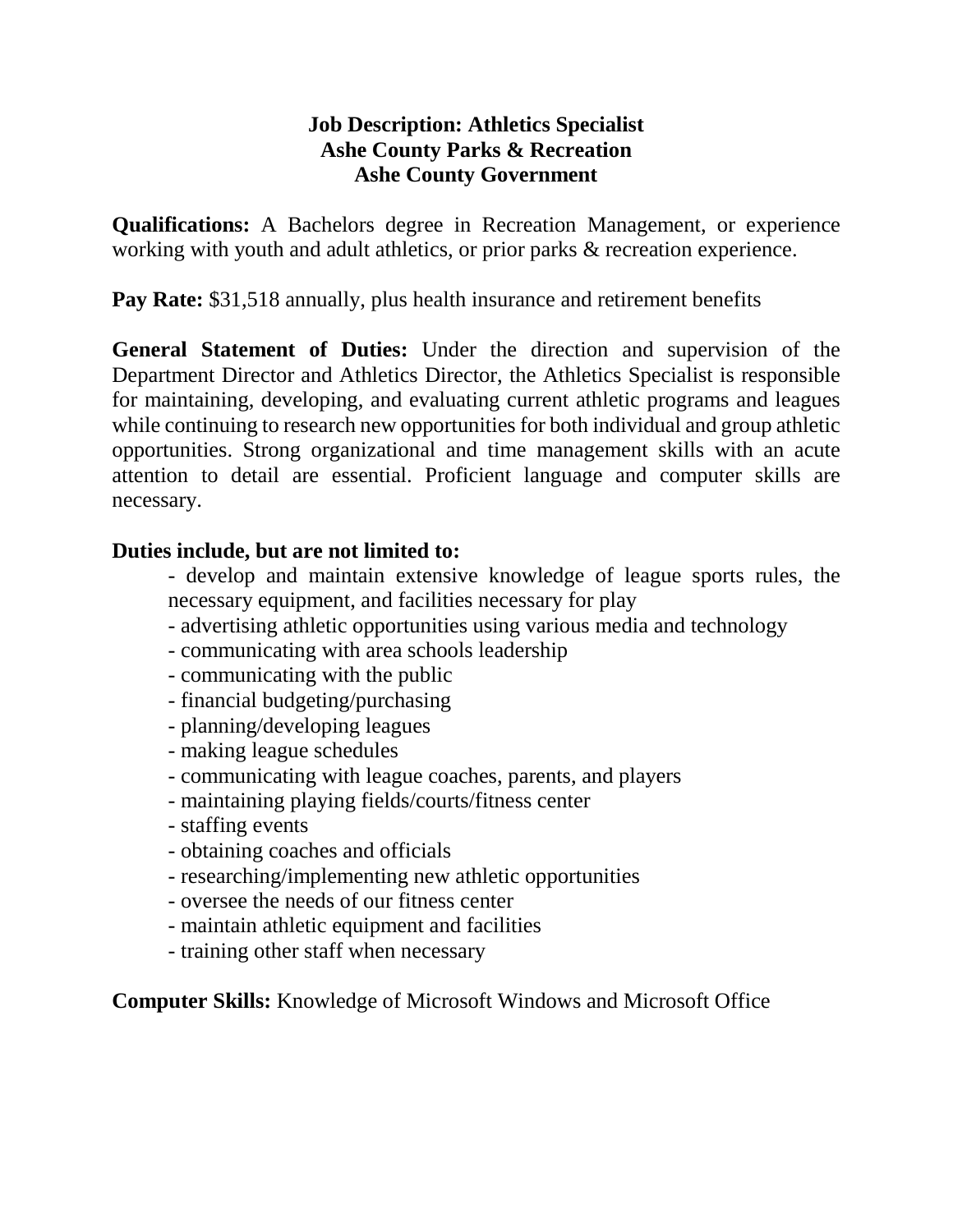**Job Description: Athletics Specialist**
**Ashe County Parks & Recreation**
**Ashe County Government**

**Qualifications:** A Bachelors degree in Recreation Management, or experience working with youth and adult athletics, or prior parks & recreation experience.

**Pay Rate:** $31,518 annually, plus health insurance and retirement benefits

**General Statement of Duties:** Under the direction and supervision of the Department Director and Athletics Director, the Athletics Specialist is responsible for maintaining, developing, and evaluating current athletic programs and leagues while continuing to research new opportunities for both individual and group athletic opportunities. Strong organizational and time management skills with an acute attention to detail are essential. Proficient language and computer skills are necessary.

**Duties include, but are not limited to:**

- develop and maintain extensive knowledge of league sports rules, the necessary equipment, and facilities necessary for play
- advertising athletic opportunities using various media and technology
- communicating with area schools leadership
- communicating with the public
- financial budgeting/purchasing
- planning/developing leagues
- making league schedules
- communicating with league coaches, parents, and players
- maintaining playing fields/courts/fitness center
- staffing events
- obtaining coaches and officials
- researching/implementing new athletic opportunities
- oversee the needs of our fitness center
- maintain athletic equipment and facilities
- training other staff when necessary

**Computer Skills:** Knowledge of Microsoft Windows and Microsoft Office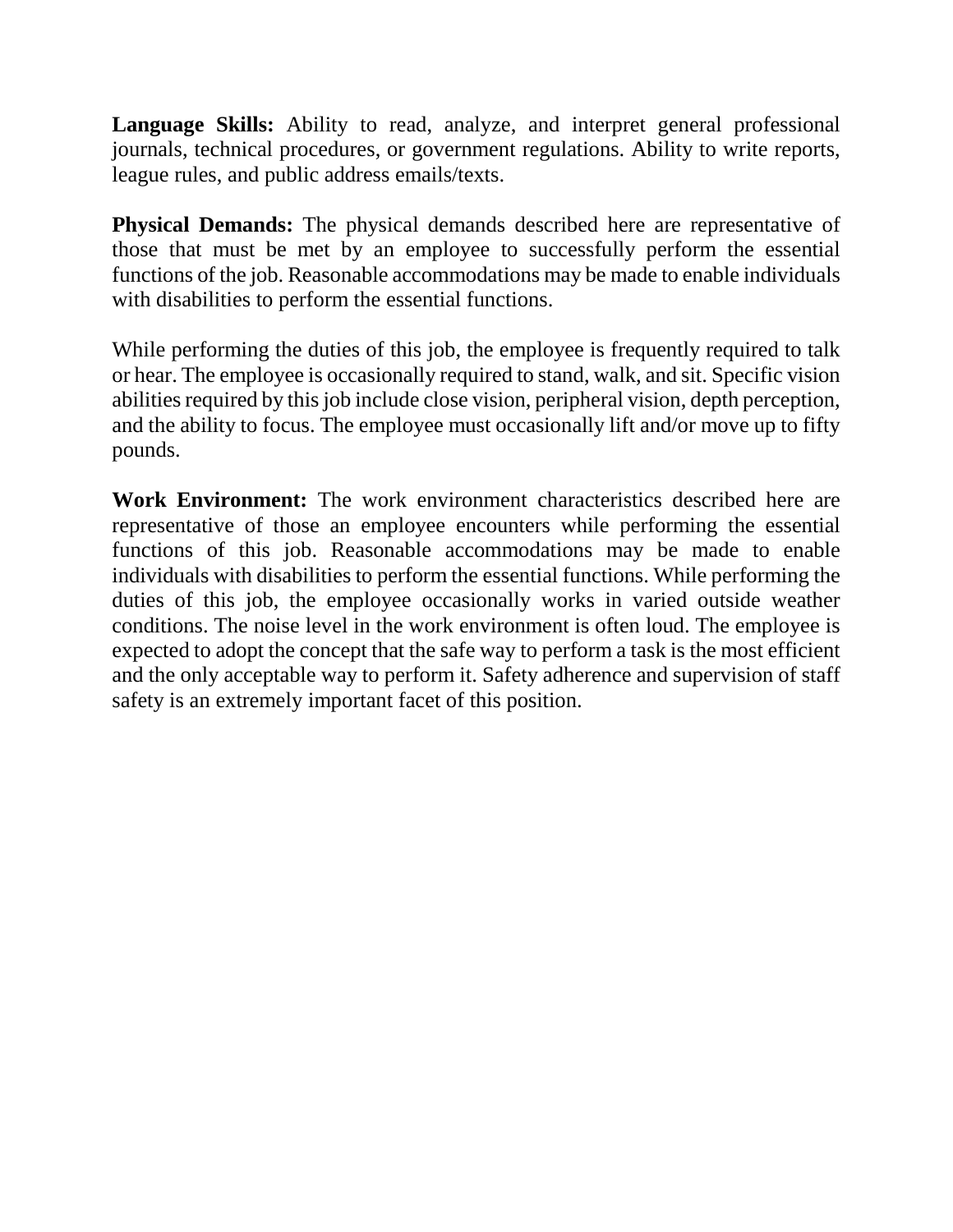**Language Skills:** Ability to read, analyze, and interpret general professional journals, technical procedures, or government regulations. Ability to write reports, league rules, and public address emails/texts.

**Physical Demands:** The physical demands described here are representative of those that must be met by an employee to successfully perform the essential functions of the job. Reasonable accommodations may be made to enable individuals with disabilities to perform the essential functions.

While performing the duties of this job, the employee is frequently required to talk or hear. The employee is occasionally required to stand, walk, and sit. Specific vision abilities required by this job include close vision, peripheral vision, depth perception, and the ability to focus. The employee must occasionally lift and/or move up to fifty pounds.

**Work Environment:** The work environment characteristics described here are representative of those an employee encounters while performing the essential functions of this job. Reasonable accommodations may be made to enable individuals with disabilities to perform the essential functions. While performing the duties of this job, the employee occasionally works in varied outside weather conditions. The noise level in the work environment is often loud. The employee is expected to adopt the concept that the safe way to perform a task is the most efficient and the only acceptable way to perform it. Safety adherence and supervision of staff safety is an extremely important facet of this position.